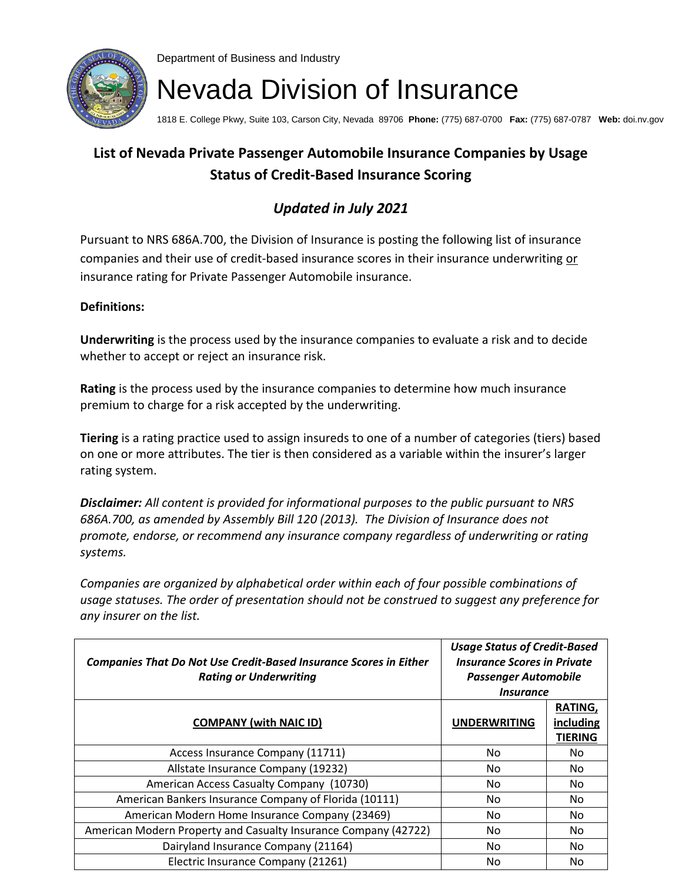Department of Business and Industry

# Nevada Division of Insurance

1818 E. College Pkwy, Suite 103, Carson City, Nevada 89706 **Phone:** (775) 687-0700 **Fax:** (775) 687-0787 **Web:** doi.nv.gov

## List of Nevada Private Passenger Automobile Insurance Companies by Usage Status of Credit-Based Insurance Scoring

### *Updated in July 2021*

Pursuant to NRS 686A.700, the Division of Insurance is posting the following list of insurance companies and their use of credit-based insurance scores in their insurance underwriting or insurance rating for Private Passenger Automobile insurance.

**Definitions:**

**Underwriting** is the process used by the insurance companies to evaluate a risk and to decide whether to accept or reject an insurance risk.

**Rating** is the process used by the insurance companies to determine how much insurance premium to charge for a risk accepted by the underwriting.

**Tiering** is a rating practice used to assign insureds to one of a number of categories (tiers) based on one or more attributes. The tier is then considered as a variable within the insurer's larger rating system.

***Disclaimer:*** *All content is provided for informational purposes to the public pursuant to NRS 686A.700, as amended by Assembly Bill 120 (2013). The Division of Insurance does not promote, endorse, or recommend any insurance company regardless of underwriting or rating systems.*

*Companies are organized by alphabetical order within each of four possible combinations of usage statuses. The order of presentation should not be construed to suggest any preference for any insurer on the list.*

| ***Companies That Do Not Use Credit-Based Insurance Scores in Either Rating or Underwriting*** | ***Usage Status of Credit-Based Insurance Scores in Private Passenger Automobile Insurance*** | |
|---|---|---|
| **COMPANY (with NAIC ID)** | **UNDERWRITING** | **RATING, including TIERING** |
| Access Insurance Company (11711) | No | No |
| Allstate Insurance Company (19232) | No | No |
| American Access Casualty Company (10730) | No | No |
| American Bankers Insurance Company of Florida (10111) | No | No |
| American Modern Home Insurance Company (23469) | No | No |
| American Modern Property and Casualty Insurance Company (42722) | No | No |
| Dairyland Insurance Company (21164) | No | No |
| Electric Insurance Company (21261) | No | No |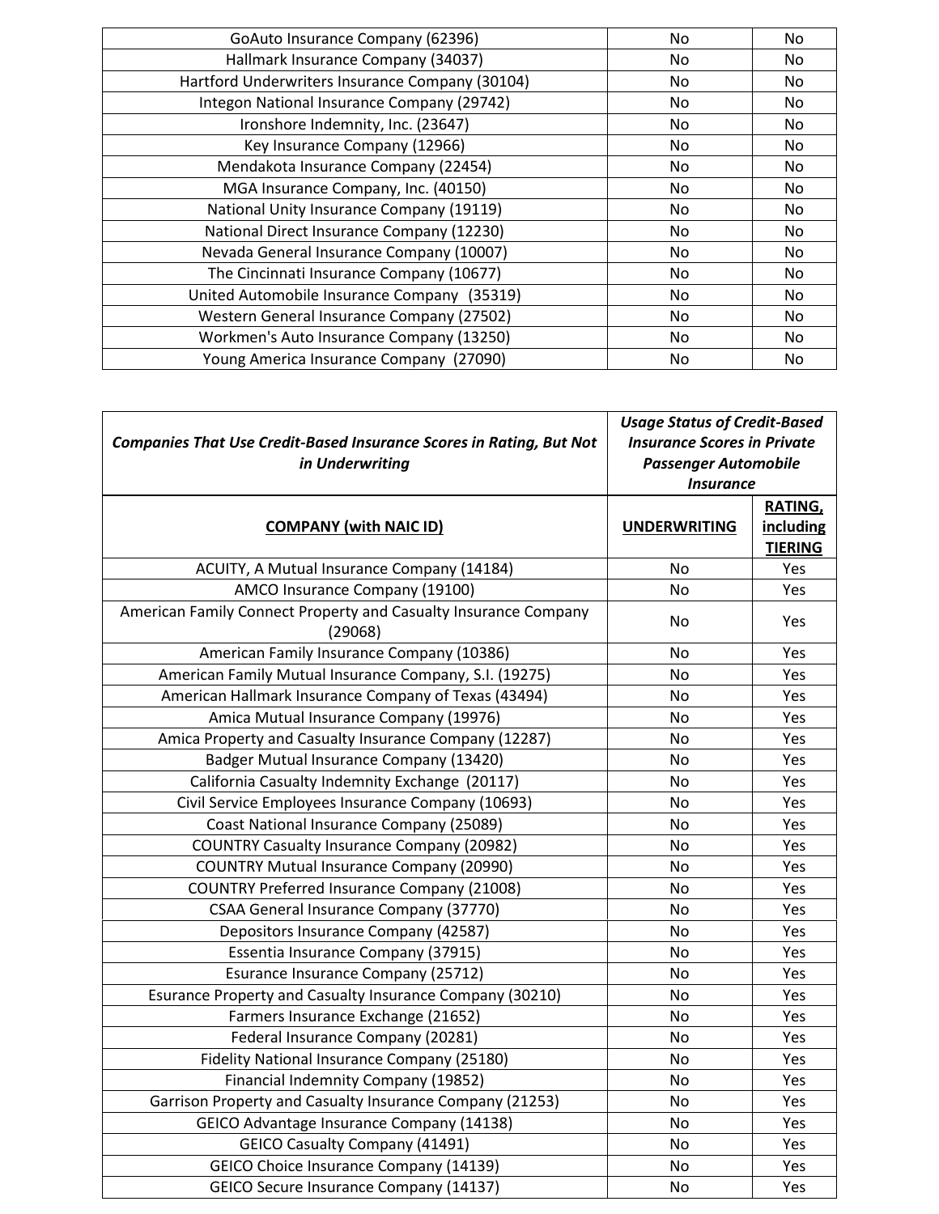| GoAuto Insurance Company (62396) | No | No |
|---|---|---|
| Hallmark Insurance Company (34037) | No | No |
| Hartford Underwriters Insurance Company (30104) | No | No |
| Integon National Insurance Company (29742) | No | No |
| Ironshore Indemnity, Inc. (23647) | No | No |
| Key Insurance Company (12966) | No | No |
| Mendakota Insurance Company (22454) | No | No |
| MGA Insurance Company, Inc. (40150) | No | No |
| National Unity Insurance Company (19119) | No | No |
| National Direct Insurance Company (12230) | No | No |
| Nevada General Insurance Company (10007) | No | No |
| The Cincinnati Insurance Company (10677) | No | No |
| United Automobile Insurance Company (35319) | No | No |
| Western General Insurance Company (27502) | No | No |
| Workmen's Auto Insurance Company (13250) | No | No |
| Young America Insurance Company (27090) | No | No |

| ***Companies That Use Credit-Based Insurance Scores in Rating, But Not in Underwriting*** | ***Usage Status of Credit-Based Insurance Scores in Private Passenger Automobile Insurance*** | |
|---|---|---|
| **COMPANY (with NAIC ID)** | **UNDERWRITING** | **RATING, including TIERING** |
| ACUITY, A Mutual Insurance Company (14184) | No | Yes |
| AMCO Insurance Company (19100) | No | Yes |
| American Family Connect Property and Casualty Insurance Company (29068) | No | Yes |
| American Family Insurance Company (10386) | No | Yes |
| American Family Mutual Insurance Company, S.I. (19275) | No | Yes |
| American Hallmark Insurance Company of Texas (43494) | No | Yes |
| Amica Mutual Insurance Company (19976) | No | Yes |
| Amica Property and Casualty Insurance Company (12287) | No | Yes |
| Badger Mutual Insurance Company (13420) | No | Yes |
| California Casualty Indemnity Exchange (20117) | No | Yes |
| Civil Service Employees Insurance Company (10693) | No | Yes |
| Coast National Insurance Company (25089) | No | Yes |
| COUNTRY Casualty Insurance Company (20982) | No | Yes |
| COUNTRY Mutual Insurance Company (20990) | No | Yes |
| COUNTRY Preferred Insurance Company (21008) | No | Yes |
| CSAA General Insurance Company (37770) | No | Yes |
| Depositors Insurance Company (42587) | No | Yes |
| Essentia Insurance Company (37915) | No | Yes |
| Esurance Insurance Company (25712) | No | Yes |
| Esurance Property and Casualty Insurance Company (30210) | No | Yes |
| Farmers Insurance Exchange (21652) | No | Yes |
| Federal Insurance Company (20281) | No | Yes |
| Fidelity National Insurance Company (25180) | No | Yes |
| Financial Indemnity Company (19852) | No | Yes |
| Garrison Property and Casualty Insurance Company (21253) | No | Yes |
| GEICO Advantage Insurance Company (14138) | No | Yes |
| GEICO Casualty Company (41491) | No | Yes |
| GEICO Choice Insurance Company (14139) | No | Yes |
| GEICO Secure Insurance Company (14137) | No | Yes |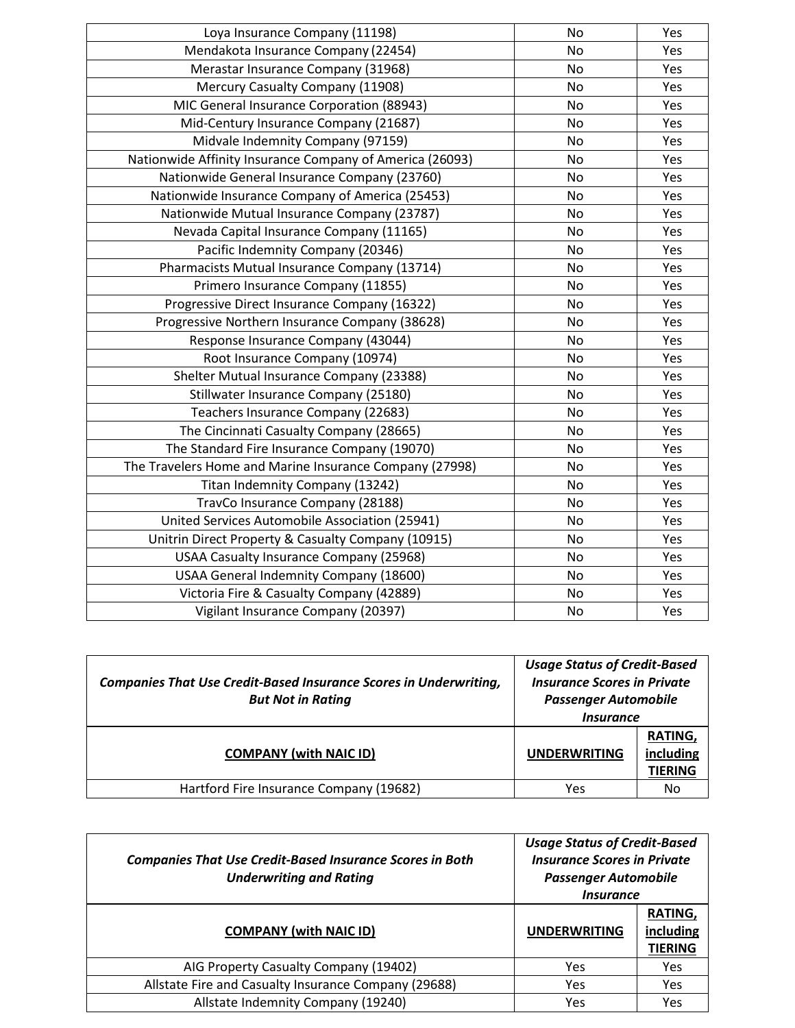| | | |
|---|---|---|
| Loya Insurance Company (11198) | No | Yes |
| Mendakota Insurance Company (22454) | No | Yes |
| Merastar Insurance Company (31968) | No | Yes |
| Mercury Casualty Company (11908) | No | Yes |
| MIC General Insurance Corporation (88943) | No | Yes |
| Mid-Century Insurance Company (21687) | No | Yes |
| Midvale Indemnity Company (97159) | No | Yes |
| Nationwide Affinity Insurance Company of America (26093) | No | Yes |
| Nationwide General Insurance Company (23760) | No | Yes |
| Nationwide Insurance Company of America (25453) | No | Yes |
| Nationwide Mutual Insurance Company (23787) | No | Yes |
| Nevada Capital Insurance Company (11165) | No | Yes |
| Pacific Indemnity Company (20346) | No | Yes |
| Pharmacists Mutual Insurance Company (13714) | No | Yes |
| Primero Insurance Company (11855) | No | Yes |
| Progressive Direct Insurance Company (16322) | No | Yes |
| Progressive Northern Insurance Company (38628) | No | Yes |
| Response Insurance Company (43044) | No | Yes |
| Root Insurance Company (10974) | No | Yes |
| Shelter Mutual Insurance Company (23388) | No | Yes |
| Stillwater Insurance Company (25180) | No | Yes |
| Teachers Insurance Company (22683) | No | Yes |
| The Cincinnati Casualty Company (28665) | No | Yes |
| The Standard Fire Insurance Company (19070) | No | Yes |
| The Travelers Home and Marine Insurance Company (27998) | No | Yes |
| Titan Indemnity Company (13242) | No | Yes |
| TravCo Insurance Company (28188) | No | Yes |
| United Services Automobile Association (25941) | No | Yes |
| Unitrin Direct Property & Casualty Company (10915) | No | Yes |
| USAA Casualty Insurance Company (25968) | No | Yes |
| USAA General Indemnity Company (18600) | No | Yes |
| Victoria Fire & Casualty Company (42889) | No | Yes |
| Vigilant Insurance Company (20397) | No | Yes |

| ***Companies That Use Credit-Based Insurance Scores in Underwriting, But Not in Rating*** | ***Usage Status of Credit-Based Insurance Scores in Private Passenger Automobile Insurance*** | |
|---|---|---|
| **COMPANY (with NAIC ID)** | **UNDERWRITING** | **RATING, including TIERING** |
| Hartford Fire Insurance Company (19682) | Yes | No |

| ***Companies That Use Credit-Based Insurance Scores in Both Underwriting and Rating*** | ***Usage Status of Credit-Based Insurance Scores in Private Passenger Automobile Insurance*** | |
|---|---|---|
| **COMPANY (with NAIC ID)** | **UNDERWRITING** | **RATING, including TIERING** |
| AIG Property Casualty Company (19402) | Yes | Yes |
| Allstate Fire and Casualty Insurance Company (29688) | Yes | Yes |
| Allstate Indemnity Company (19240) | Yes | Yes |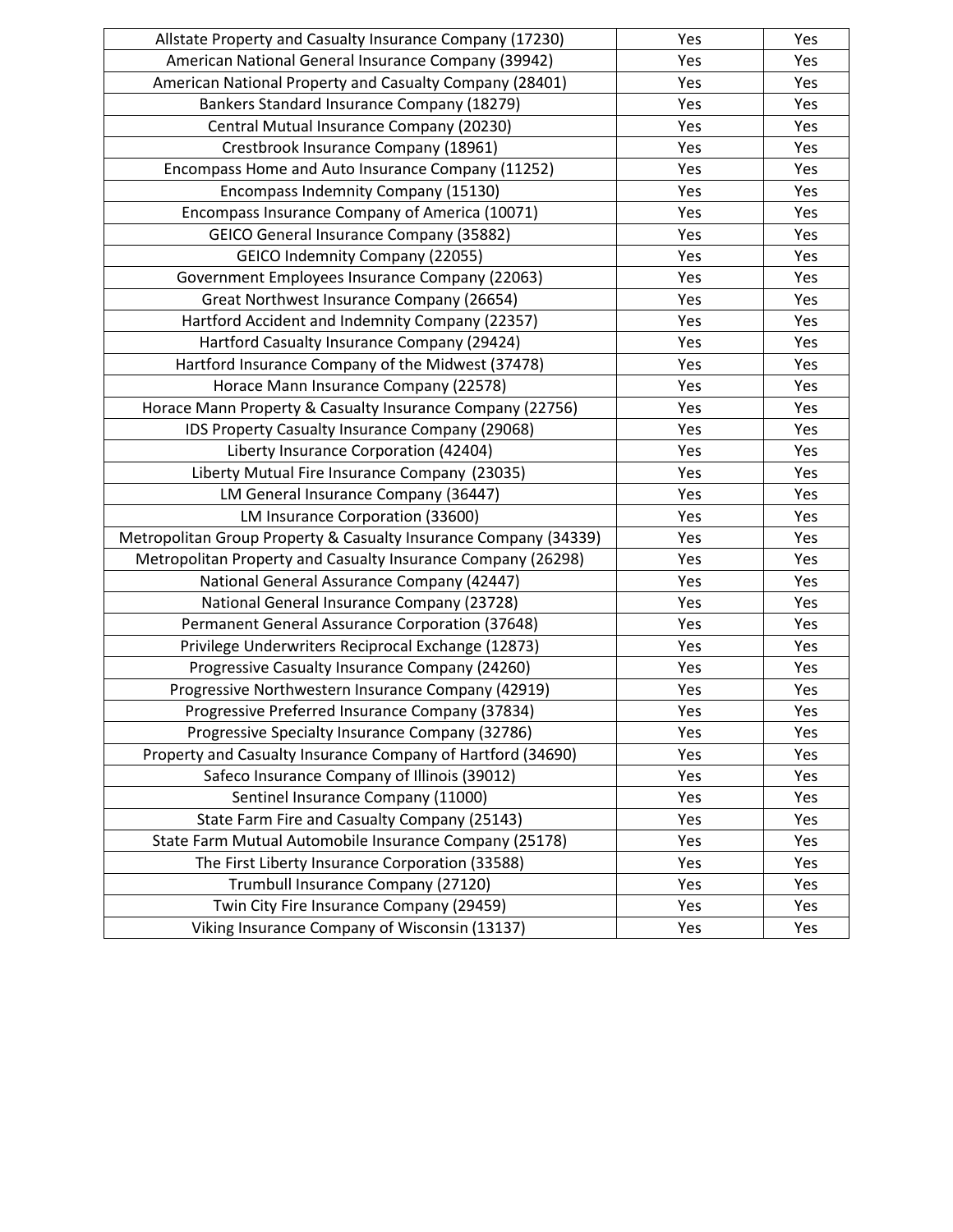| | | |
|---|---|---|
| Allstate Property and Casualty Insurance Company (17230) | Yes | Yes |
| American National General Insurance Company (39942) | Yes | Yes |
| American National Property and Casualty Company (28401) | Yes | Yes |
| Bankers Standard Insurance Company (18279) | Yes | Yes |
| Central Mutual Insurance Company (20230) | Yes | Yes |
| Crestbrook Insurance Company (18961) | Yes | Yes |
| Encompass Home and Auto Insurance Company (11252) | Yes | Yes |
| Encompass Indemnity Company (15130) | Yes | Yes |
| Encompass Insurance Company of America (10071) | Yes | Yes |
| GEICO General Insurance Company (35882) | Yes | Yes |
| GEICO Indemnity Company (22055) | Yes | Yes |
| Government Employees Insurance Company (22063) | Yes | Yes |
| Great Northwest Insurance Company (26654) | Yes | Yes |
| Hartford Accident and Indemnity Company (22357) | Yes | Yes |
| Hartford Casualty Insurance Company (29424) | Yes | Yes |
| Hartford Insurance Company of the Midwest (37478) | Yes | Yes |
| Horace Mann Insurance Company (22578) | Yes | Yes |
| Horace Mann Property & Casualty Insurance Company (22756) | Yes | Yes |
| IDS Property Casualty Insurance Company (29068) | Yes | Yes |
| Liberty Insurance Corporation (42404) | Yes | Yes |
| Liberty Mutual Fire Insurance Company (23035) | Yes | Yes |
| LM General Insurance Company (36447) | Yes | Yes |
| LM Insurance Corporation (33600) | Yes | Yes |
| Metropolitan Group Property & Casualty Insurance Company (34339) | Yes | Yes |
| Metropolitan Property and Casualty Insurance Company (26298) | Yes | Yes |
| National General Assurance Company (42447) | Yes | Yes |
| National General Insurance Company (23728) | Yes | Yes |
| Permanent General Assurance Corporation (37648) | Yes | Yes |
| Privilege Underwriters Reciprocal Exchange (12873) | Yes | Yes |
| Progressive Casualty Insurance Company (24260) | Yes | Yes |
| Progressive Northwestern Insurance Company (42919) | Yes | Yes |
| Progressive Preferred Insurance Company (37834) | Yes | Yes |
| Progressive Specialty Insurance Company (32786) | Yes | Yes |
| Property and Casualty Insurance Company of Hartford (34690) | Yes | Yes |
| Safeco Insurance Company of Illinois (39012) | Yes | Yes |
| Sentinel Insurance Company (11000) | Yes | Yes |
| State Farm Fire and Casualty Company (25143) | Yes | Yes |
| State Farm Mutual Automobile Insurance Company (25178) | Yes | Yes |
| The First Liberty Insurance Corporation (33588) | Yes | Yes |
| Trumbull Insurance Company (27120) | Yes | Yes |
| Twin City Fire Insurance Company (29459) | Yes | Yes |
| Viking Insurance Company of Wisconsin (13137) | Yes | Yes |